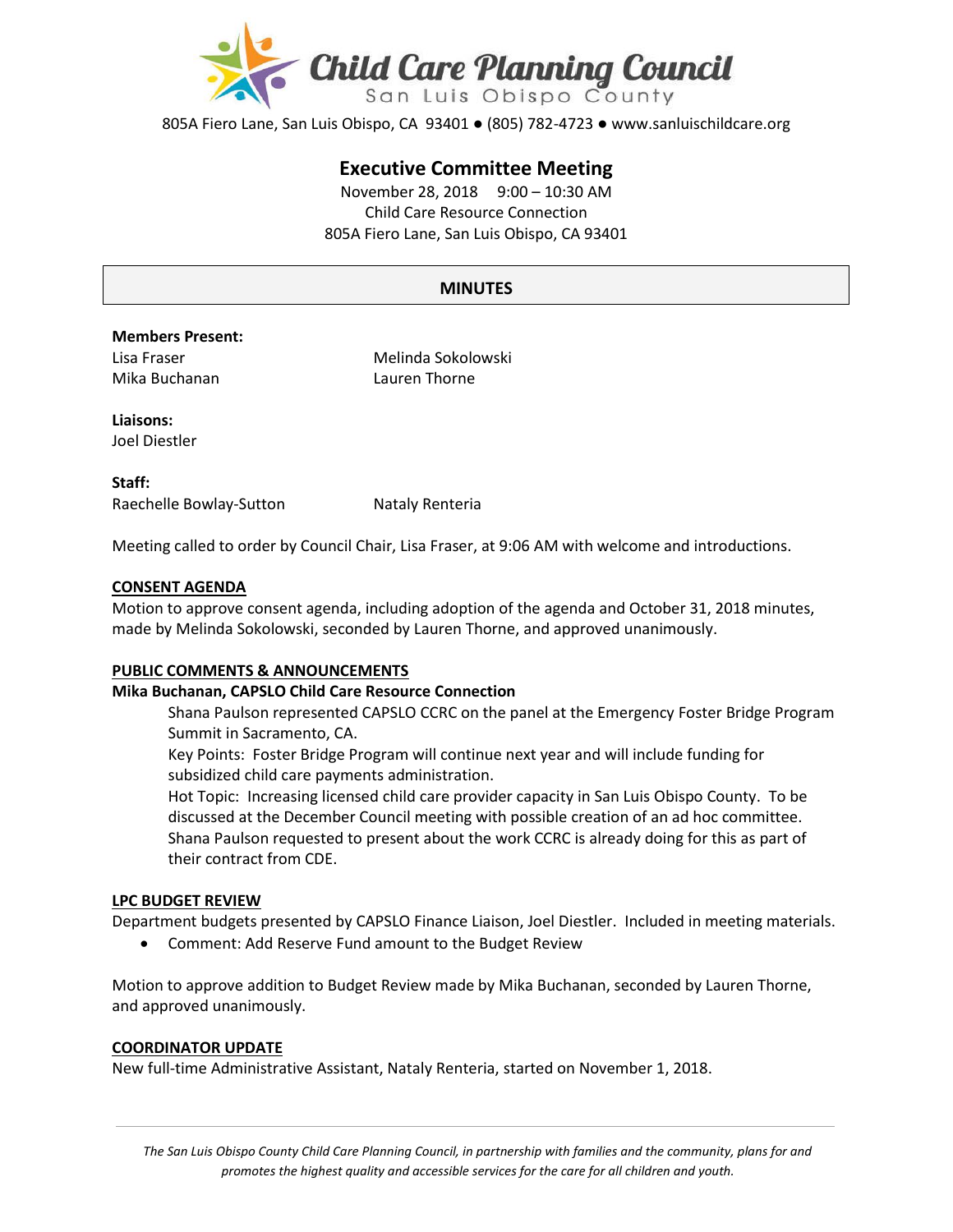# Child Care Planning Council

San Luis Obispo County

805A Fiero Lane, San Luis Obispo, CA 93401 ● (805) 782-4723 ● www.sanluischildcare.org

## Executive Committee Meeting

November 28, 2018 9:00 – 10:30 AM
Child Care Resource Connection
805A Fiero Lane, San Luis Obispo, CA 93401

## MINUTES

**Members Present:**

Lisa Fraser
Mika Buchanan
Melinda Sokolowski
Lauren Thorne

**Liaisons:**

Joel Diestler

**Staff:**

Raechelle Bowlay-Sutton
Nataly Renteria

Meeting called to order by Council Chair, Lisa Fraser, at 9:06 AM with welcome and introductions.

### CONSENT AGENDA

Motion to approve consent agenda, including adoption of the agenda and October 31, 2018 minutes, made by Melinda Sokolowski, seconded by Lauren Thorne, and approved unanimously.

### PUBLIC COMMENTS & ANNOUNCEMENTS

**Mika Buchanan, CAPSLO Child Care Resource Connection**

Shana Paulson represented CAPSLO CCRC on the panel at the Emergency Foster Bridge Program Summit in Sacramento, CA.

Key Points: Foster Bridge Program will continue next year and will include funding for subsidized child care payments administration.

Hot Topic: Increasing licensed child care provider capacity in San Luis Obispo County. To be discussed at the December Council meeting with possible creation of an ad hoc committee. Shana Paulson requested to present about the work CCRC is already doing for this as part of their contract from CDE.

### LPC BUDGET REVIEW

Department budgets presented by CAPSLO Finance Liaison, Joel Diestler. Included in meeting materials.

- Comment: Add Reserve Fund amount to the Budget Review

Motion to approve addition to Budget Review made by Mika Buchanan, seconded by Lauren Thorne, and approved unanimously.

### COORDINATOR UPDATE

New full-time Administrative Assistant, Nataly Renteria, started on November 1, 2018.

*The San Luis Obispo County Child Care Planning Council, in partnership with families and the community, plans for and promotes the highest quality and accessible services for the care for all children and youth.*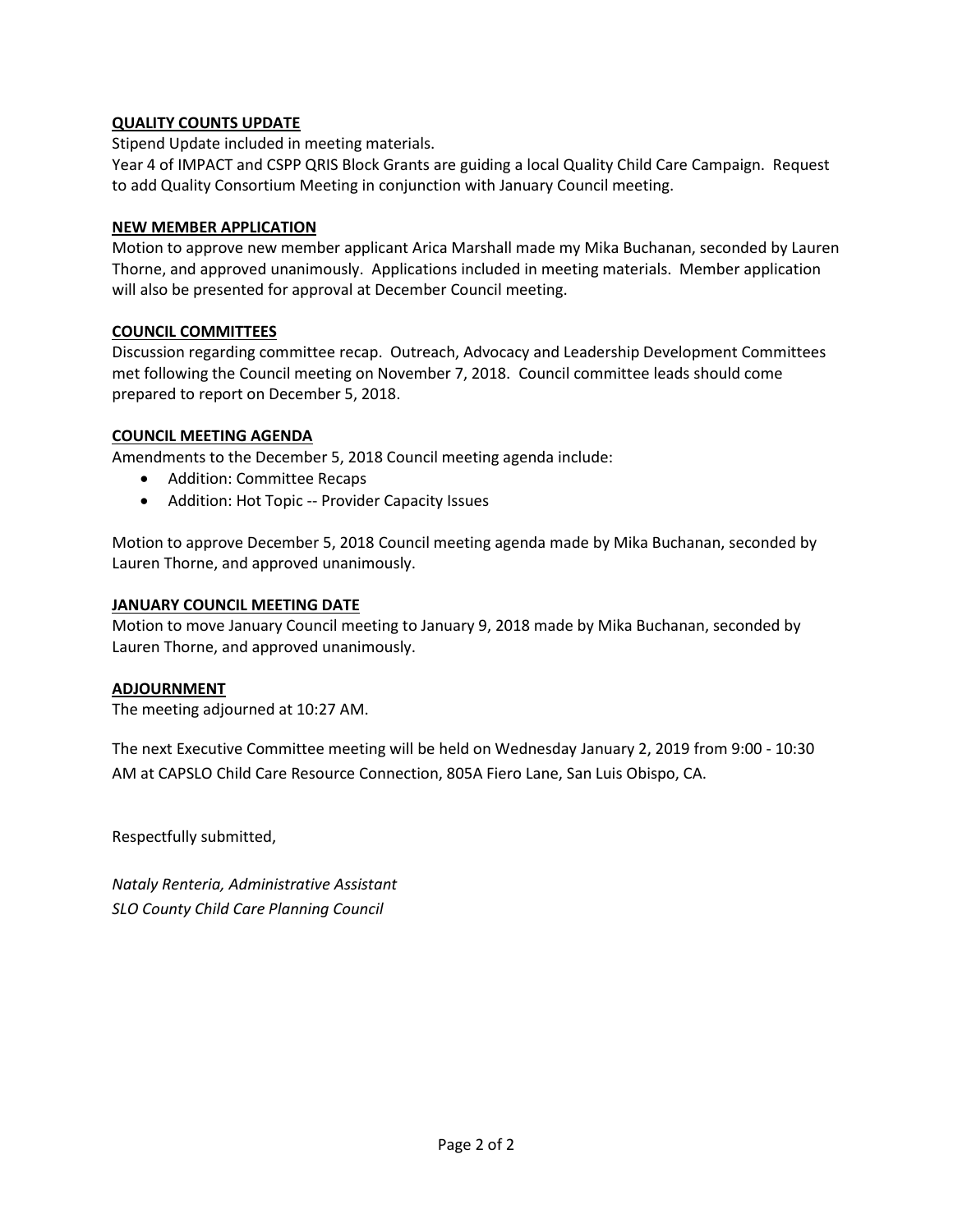**QUALITY COUNTS UPDATE**

Stipend Update included in meeting materials.

Year 4 of IMPACT and CSPP QRIS Block Grants are guiding a local Quality Child Care Campaign. Request to add Quality Consortium Meeting in conjunction with January Council meeting.

**NEW MEMBER APPLICATION**

Motion to approve new member applicant Arica Marshall made my Mika Buchanan, seconded by Lauren Thorne, and approved unanimously. Applications included in meeting materials. Member application will also be presented for approval at December Council meeting.

**COUNCIL COMMITTEES**

Discussion regarding committee recap. Outreach, Advocacy and Leadership Development Committees met following the Council meeting on November 7, 2018. Council committee leads should come prepared to report on December 5, 2018.

**COUNCIL MEETING AGENDA**

Amendments to the December 5, 2018 Council meeting agenda include:

- Addition: Committee Recaps
- Addition: Hot Topic -- Provider Capacity Issues

Motion to approve December 5, 2018 Council meeting agenda made by Mika Buchanan, seconded by Lauren Thorne, and approved unanimously.

**JANUARY COUNCIL MEETING DATE**

Motion to move January Council meeting to January 9, 2018 made by Mika Buchanan, seconded by Lauren Thorne, and approved unanimously.

**ADJOURNMENT**

The meeting adjourned at 10:27 AM.

The next Executive Committee meeting will be held on Wednesday January 2, 2019 from 9:00 - 10:30 AM at CAPSLO Child Care Resource Connection, 805A Fiero Lane, San Luis Obispo, CA.

Respectfully submitted,

*Nataly Renteria, Administrative Assistant*
*SLO County Child Care Planning Council*